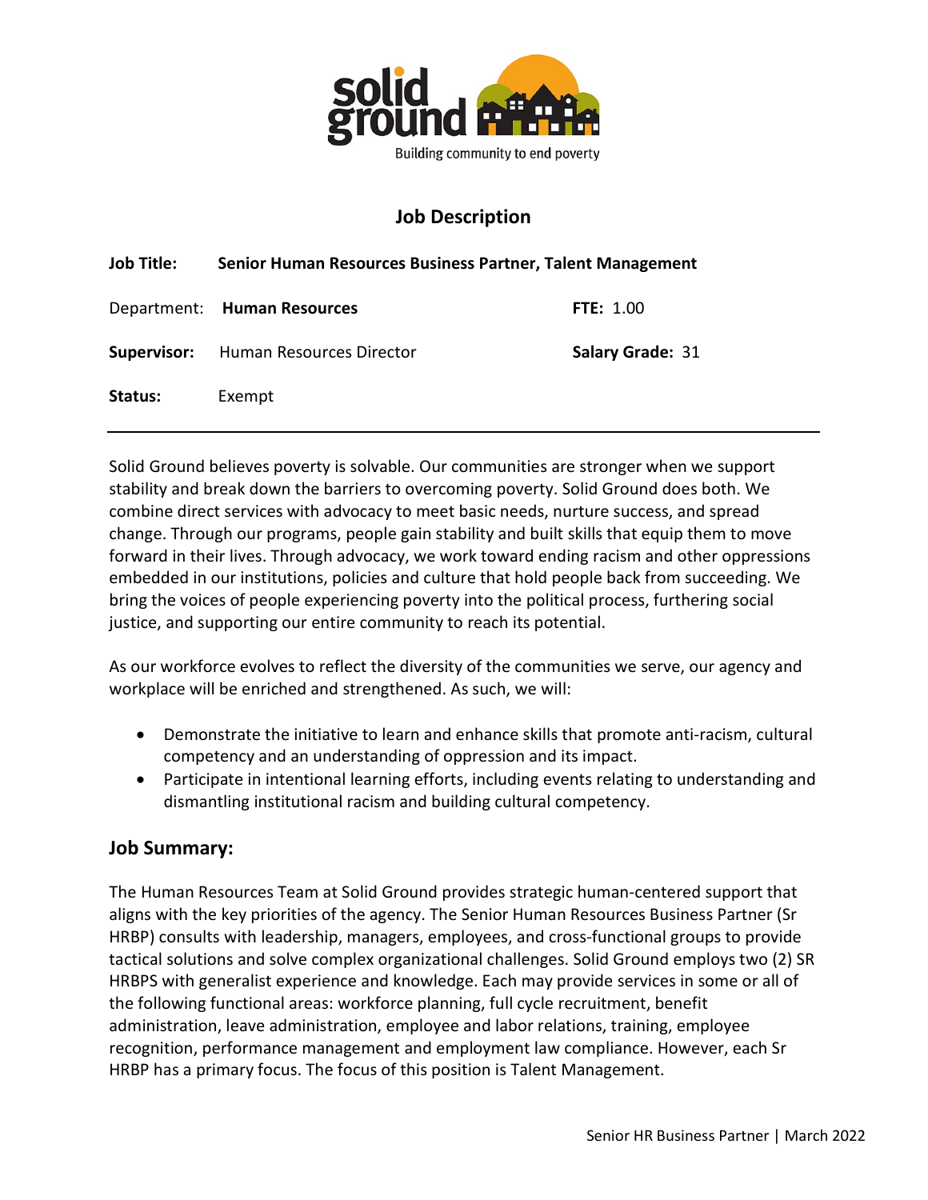solid ground

Building community to end poverty

## Job Description

**Job Title:** **Senior Human Resources Business Partner, Talent Management**

Department: **Human Resources** **FTE:** 1.00

**Supervisor:** Human Resources Director **Salary Grade:** 31

**Status:** Exempt

---

Solid Ground believes poverty is solvable. Our communities are stronger when we support stability and break down the barriers to overcoming poverty. Solid Ground does both. We combine direct services with advocacy to meet basic needs, nurture success, and spread change. Through our programs, people gain stability and built skills that equip them to move forward in their lives. Through advocacy, we work toward ending racism and other oppressions embedded in our institutions, policies and culture that hold people back from succeeding. We bring the voices of people experiencing poverty into the political process, furthering social justice, and supporting our entire community to reach its potential.

As our workforce evolves to reflect the diversity of the communities we serve, our agency and workplace will be enriched and strengthened. As such, we will:

- Demonstrate the initiative to learn and enhance skills that promote anti-racism, cultural competency and an understanding of oppression and its impact.
- Participate in intentional learning efforts, including events relating to understanding and dismantling institutional racism and building cultural competency.

## Job Summary:

The Human Resources Team at Solid Ground provides strategic human-centered support that aligns with the key priorities of the agency. The Senior Human Resources Business Partner (Sr HRBP) consults with leadership, managers, employees, and cross-functional groups to provide tactical solutions and solve complex organizational challenges. Solid Ground employs two (2) SR HRBPS with generalist experience and knowledge. Each may provide services in some or all of the following functional areas: workforce planning, full cycle recruitment, benefit administration, leave administration, employee and labor relations, training, employee recognition, performance management and employment law compliance. However, each Sr HRBP has a primary focus. The focus of this position is Talent Management.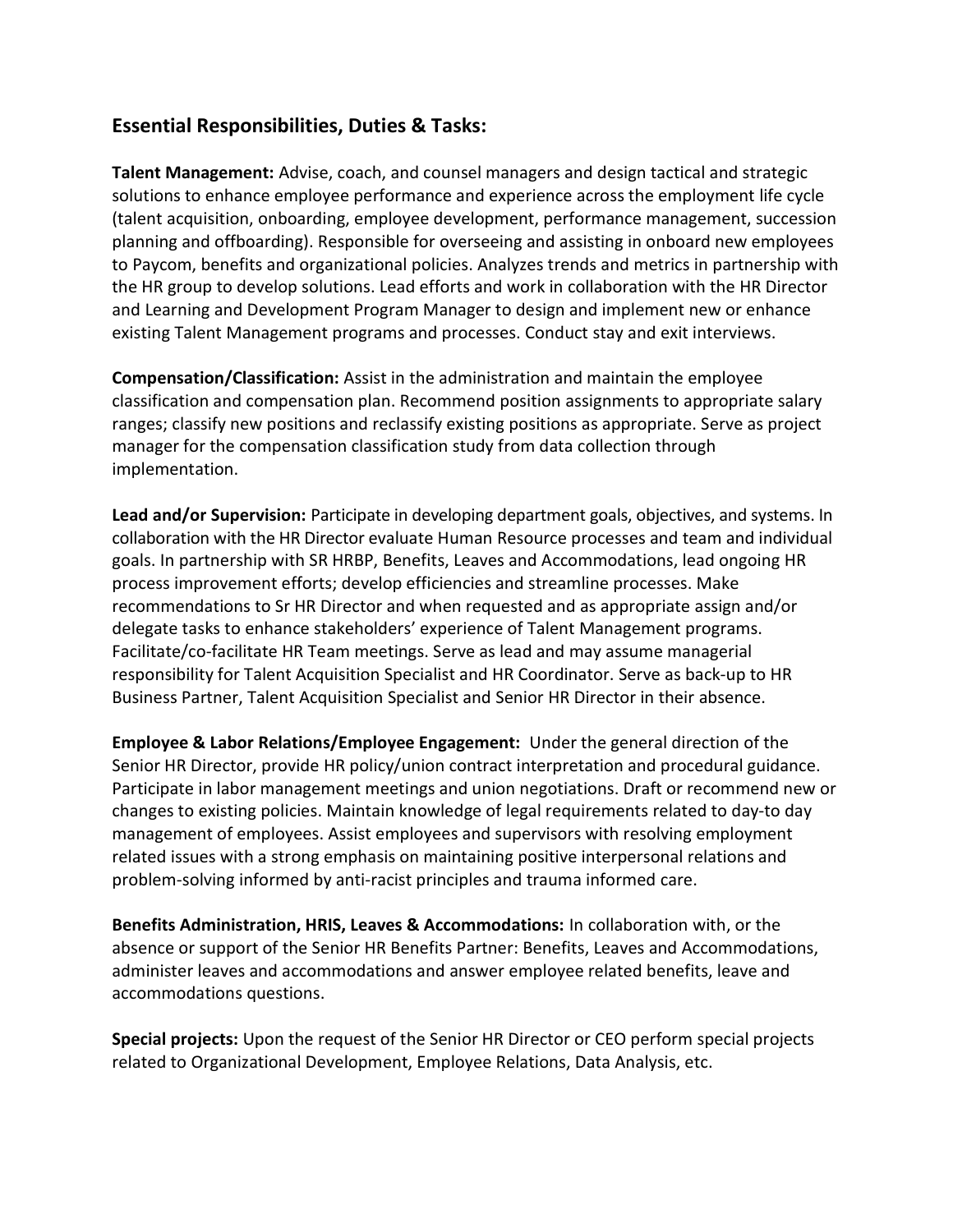## Essential Responsibilities, Duties & Tasks:

**Talent Management:** Advise, coach, and counsel managers and design tactical and strategic solutions to enhance employee performance and experience across the employment life cycle (talent acquisition, onboarding, employee development, performance management, succession planning and offboarding). Responsible for overseeing and assisting in onboard new employees to Paycom, benefits and organizational policies. Analyzes trends and metrics in partnership with the HR group to develop solutions. Lead efforts and work in collaboration with the HR Director and Learning and Development Program Manager to design and implement new or enhance existing Talent Management programs and processes. Conduct stay and exit interviews.

**Compensation/Classification:** Assist in the administration and maintain the employee classification and compensation plan. Recommend position assignments to appropriate salary ranges; classify new positions and reclassify existing positions as appropriate. Serve as project manager for the compensation classification study from data collection through implementation.

**Lead and/or Supervision:** Participate in developing department goals, objectives, and systems. In collaboration with the HR Director evaluate Human Resource processes and team and individual goals. In partnership with SR HRBP, Benefits, Leaves and Accommodations, lead ongoing HR process improvement efforts; develop efficiencies and streamline processes. Make recommendations to Sr HR Director and when requested and as appropriate assign and/or delegate tasks to enhance stakeholders' experience of Talent Management programs. Facilitate/co-facilitate HR Team meetings. Serve as lead and may assume managerial responsibility for Talent Acquisition Specialist and HR Coordinator. Serve as back-up to HR Business Partner, Talent Acquisition Specialist and Senior HR Director in their absence.

**Employee & Labor Relations/Employee Engagement:** Under the general direction of the Senior HR Director, provide HR policy/union contract interpretation and procedural guidance. Participate in labor management meetings and union negotiations. Draft or recommend new or changes to existing policies. Maintain knowledge of legal requirements related to day-to day management of employees. Assist employees and supervisors with resolving employment related issues with a strong emphasis on maintaining positive interpersonal relations and problem-solving informed by anti-racist principles and trauma informed care.

**Benefits Administration, HRIS, Leaves & Accommodations:** In collaboration with, or the absence or support of the Senior HR Benefits Partner: Benefits, Leaves and Accommodations, administer leaves and accommodations and answer employee related benefits, leave and accommodations questions.

**Special projects:** Upon the request of the Senior HR Director or CEO perform special projects related to Organizational Development, Employee Relations, Data Analysis, etc.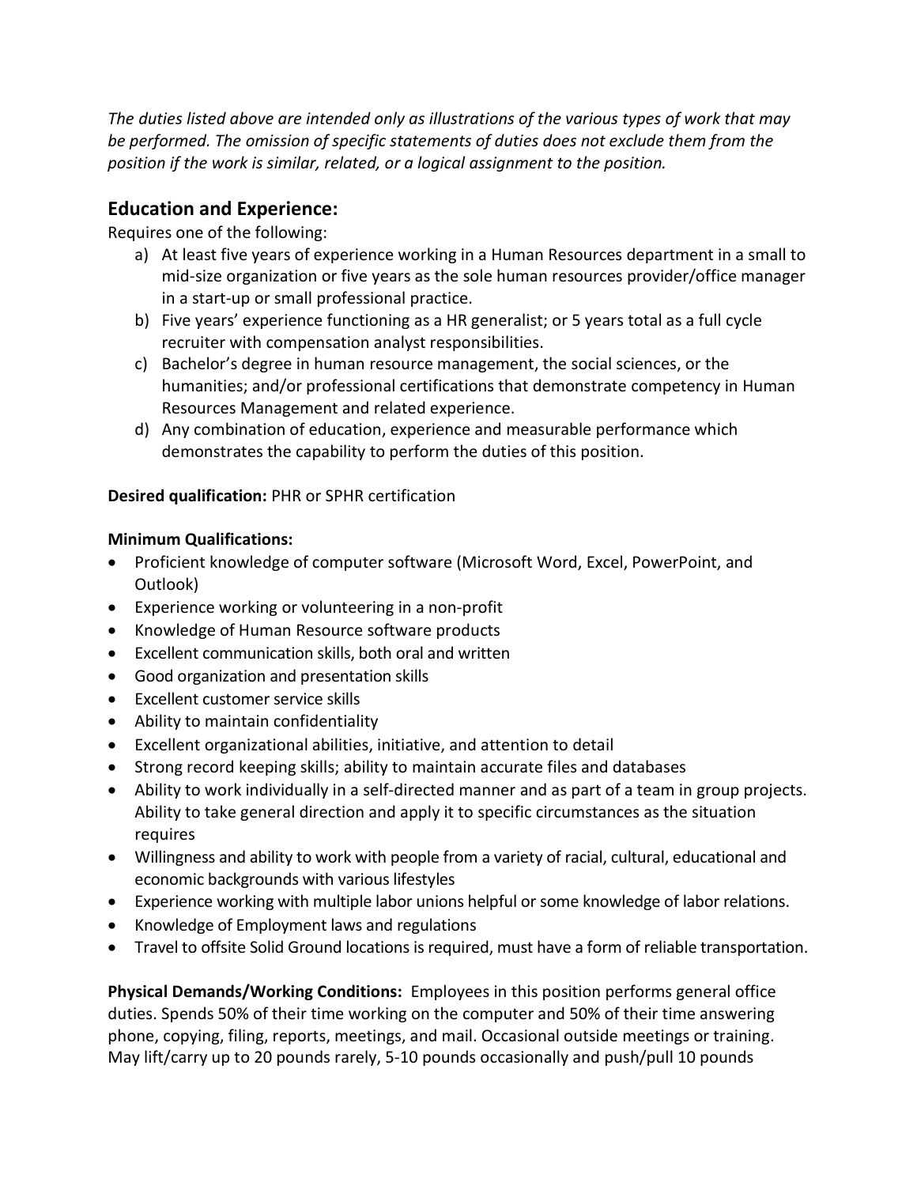*The duties listed above are intended only as illustrations of the various types of work that may be performed. The omission of specific statements of duties does not exclude them from the position if the work is similar, related, or a logical assignment to the position.*

## Education and Experience:

Requires one of the following:

a) At least five years of experience working in a Human Resources department in a small to mid-size organization or five years as the sole human resources provider/office manager in a start-up or small professional practice.
b) Five years' experience functioning as a HR generalist; or 5 years total as a full cycle recruiter with compensation analyst responsibilities.
c) Bachelor's degree in human resource management, the social sciences, or the humanities; and/or professional certifications that demonstrate competency in Human Resources Management and related experience.
d) Any combination of education, experience and measurable performance which demonstrates the capability to perform the duties of this position.

**Desired qualification:** PHR or SPHR certification

**Minimum Qualifications:**

- Proficient knowledge of computer software (Microsoft Word, Excel, PowerPoint, and Outlook)
- Experience working or volunteering in a non-profit
- Knowledge of Human Resource software products
- Excellent communication skills, both oral and written
- Good organization and presentation skills
- Excellent customer service skills
- Ability to maintain confidentiality
- Excellent organizational abilities, initiative, and attention to detail
- Strong record keeping skills; ability to maintain accurate files and databases
- Ability to work individually in a self-directed manner and as part of a team in group projects. Ability to take general direction and apply it to specific circumstances as the situation requires
- Willingness and ability to work with people from a variety of racial, cultural, educational and economic backgrounds with various lifestyles
- Experience working with multiple labor unions helpful or some knowledge of labor relations.
- Knowledge of Employment laws and regulations
- Travel to offsite Solid Ground locations is required, must have a form of reliable transportation.

**Physical Demands/Working Conditions:** Employees in this position performs general office duties. Spends 50% of their time working on the computer and 50% of their time answering phone, copying, filing, reports, meetings, and mail. Occasional outside meetings or training. May lift/carry up to 20 pounds rarely, 5-10 pounds occasionally and push/pull 10 pounds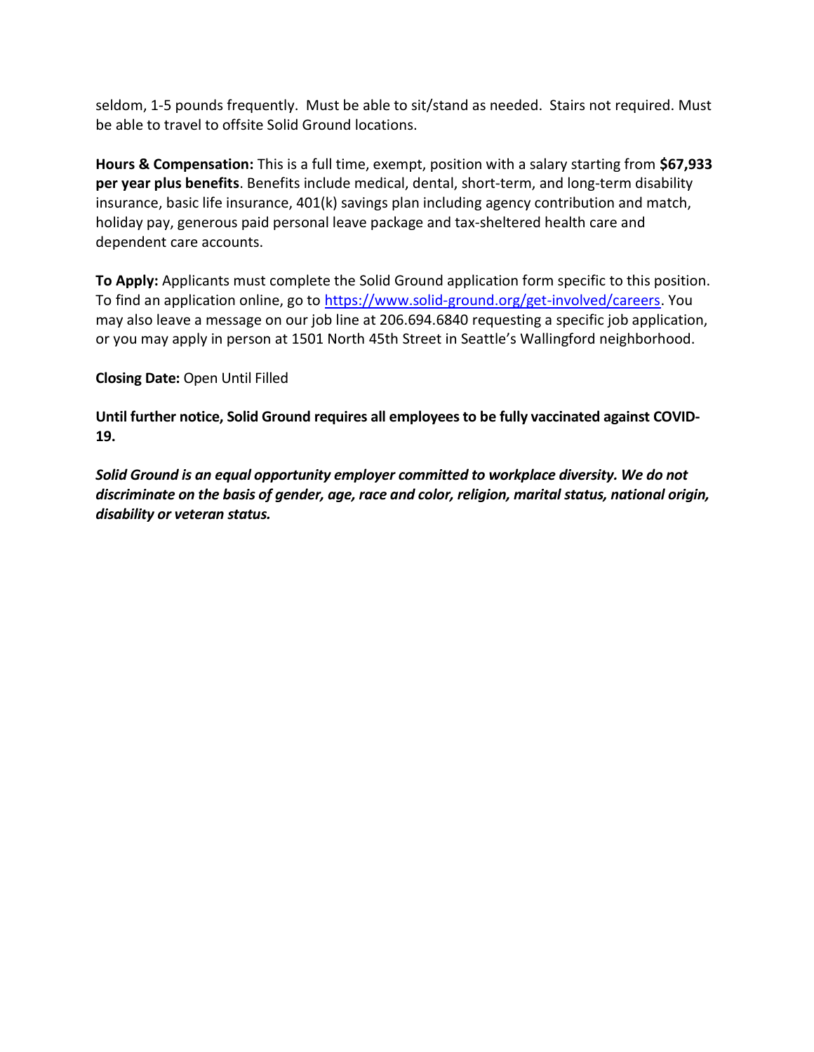seldom, 1-5 pounds frequently. Must be able to sit/stand as needed. Stairs not required. Must be able to travel to offsite Solid Ground locations.

**Hours & Compensation:** This is a full time, exempt, position with a salary starting from **$67,933 per year plus benefits**. Benefits include medical, dental, short-term, and long-term disability insurance, basic life insurance, 401(k) savings plan including agency contribution and match, holiday pay, generous paid personal leave package and tax-sheltered health care and dependent care accounts.

**To Apply:** Applicants must complete the Solid Ground application form specific to this position. To find an application online, go to [https://www.solid-ground.org/get-involved/careers](https://www.solid-ground.org/get-involved/careers). You may also leave a message on our job line at 206.694.6840 requesting a specific job application, or you may apply in person at 1501 North 45th Street in Seattle's Wallingford neighborhood.

**Closing Date:** Open Until Filled

**Until further notice, Solid Ground requires all employees to be fully vaccinated against COVID-19.**

***Solid Ground is an equal opportunity employer committed to workplace diversity. We do not discriminate on the basis of gender, age, race and color, religion, marital status, national origin, disability or veteran status.***